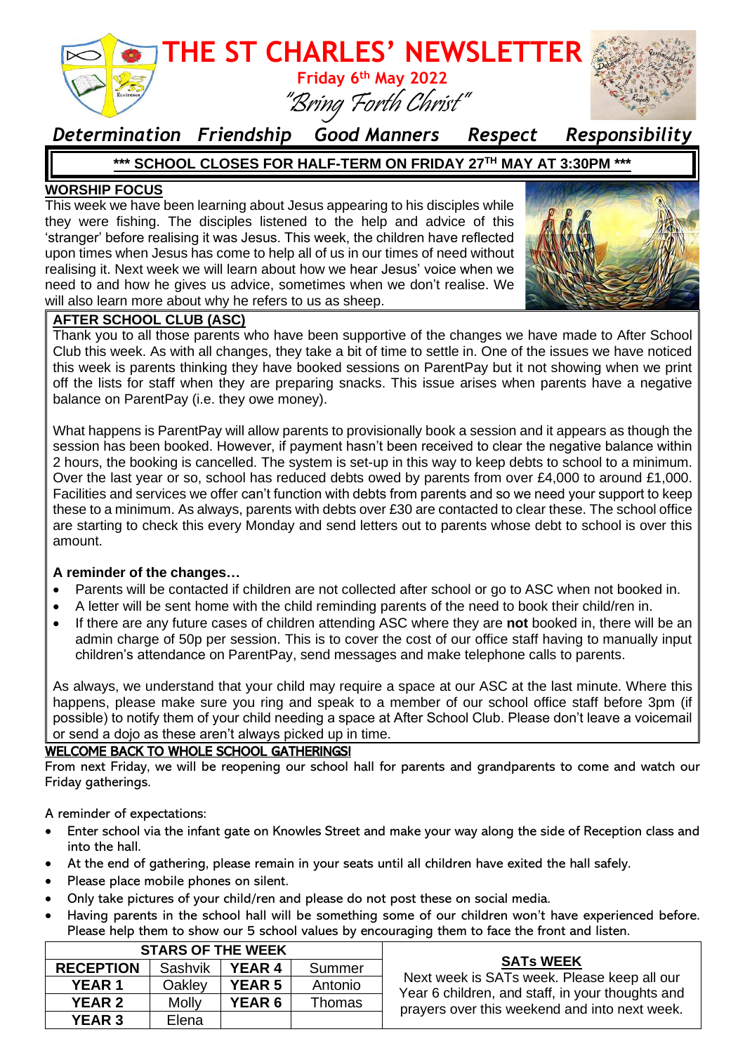# THE ST CHARLES' NEWSLETTER

**Friday 6th May 2022**

*"Bring Forth Christ"*

*Determination Friendship Good Manners Respect Responsibility*

**\*\*\* SCHOOL CLOSES FOR HALF-TERM ON FRIDAY 27TH MAY AT 3:30PM \*\*\***

## WORSHIP FOCUS

This week we have been learning about Jesus appearing to his disciples while they were fishing. The disciples listened to the help and advice of this 'stranger' before realising it was Jesus. This week, the children have reflected upon times when Jesus has come to help all of us in our times of need without realising it. Next week we will learn about how we hear Jesus' voice when we need to and how he gives us advice, sometimes when we don't realise. We will also learn more about why he refers to us as sheep.

## AFTER SCHOOL CLUB (ASC)

Thank you to all those parents who have been supportive of the changes we have made to After School Club this week. As with all changes, they take a bit of time to settle in. One of the issues we have noticed this week is parents thinking they have booked sessions on ParentPay but it not showing when we print off the lists for staff when they are preparing snacks. This issue arises when parents have a negative balance on ParentPay (i.e. they owe money).

What happens is ParentPay will allow parents to provisionally book a session and it appears as though the session has been booked. However, if payment hasn't been received to clear the negative balance within 2 hours, the booking is cancelled. The system is set-up in this way to keep debts to school to a minimum. Over the last year or so, school has reduced debts owed by parents from over £4,000 to around £1,000. Facilities and services we offer can't function with debts from parents and so we need your support to keep these to a minimum. As always, parents with debts over £30 are contacted to clear these. The school office are starting to check this every Monday and send letters out to parents whose debt to school is over this amount.

**A reminder of the changes…**

- Parents will be contacted if children are not collected after school or go to ASC when not booked in.
- A letter will be sent home with the child reminding parents of the need to book their child/ren in.
- If there are any future cases of children attending ASC where they are **not** booked in, there will be an admin charge of 50p per session. This is to cover the cost of our office staff having to manually input children's attendance on ParentPay, send messages and make telephone calls to parents.

As always, we understand that your child may require a space at our ASC at the last minute. Where this happens, please make sure you ring and speak to a member of our school office staff before 3pm (if possible) to notify them of your child needing a space at After School Club. Please don't leave a voicemail or send a dojo as these aren't always picked up in time.

## WELCOME BACK TO WHOLE SCHOOL GATHERINGS!

From next Friday, we will be reopening our school hall for parents and grandparents to come and watch our Friday gatherings.

A reminder of expectations:

- Enter school via the infant gate on Knowles Street and make your way along the side of Reception class and into the hall.
- At the end of gathering, please remain in your seats until all children have exited the hall safely.
- Please place mobile phones on silent.
- Only take pictures of your child/ren and please do not post these on social media.
- Having parents in the school hall will be something some of our children won't have experienced before. Please help them to show our 5 school values by encouraging them to face the front and listen.

| STARS OF THE WEEK | | | |
|---|---|---|---|
| **RECEPTION** | Sashvik | **YEAR 4** | Summer |
| **YEAR 1** | Oakley | **YEAR 5** | Antonio |
| **YEAR 2** | Molly | **YEAR 6** | Thomas |
| **YEAR 3** | Elena | | |

## SATs WEEK

Next week is SATs week. Please keep all our Year 6 children, and staff, in your thoughts and prayers over this weekend and into next week.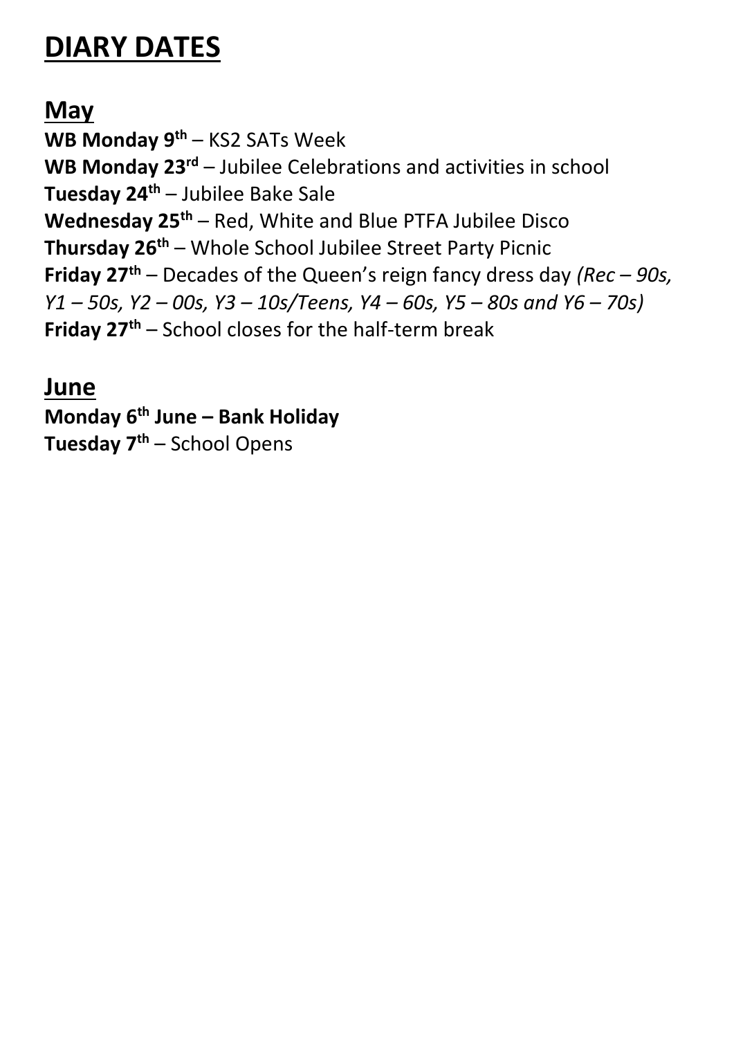# DIARY DATES

## May

**WB Monday 9th** – KS2 SATs Week
**WB Monday 23rd** – Jubilee Celebrations and activities in school
**Tuesday 24th** – Jubilee Bake Sale
**Wednesday 25th** – Red, White and Blue PTFA Jubilee Disco
**Thursday 26th** – Whole School Jubilee Street Party Picnic
**Friday 27th** – Decades of the Queen's reign fancy dress day *(Rec – 90s, Y1 – 50s, Y2 – 00s, Y3 – 10s/Teens, Y4 – 60s, Y5 – 80s and Y6 – 70s)*
**Friday 27th** – School closes for the half-term break

## June

**Monday 6th June – Bank Holiday**
**Tuesday 7th** – School Opens